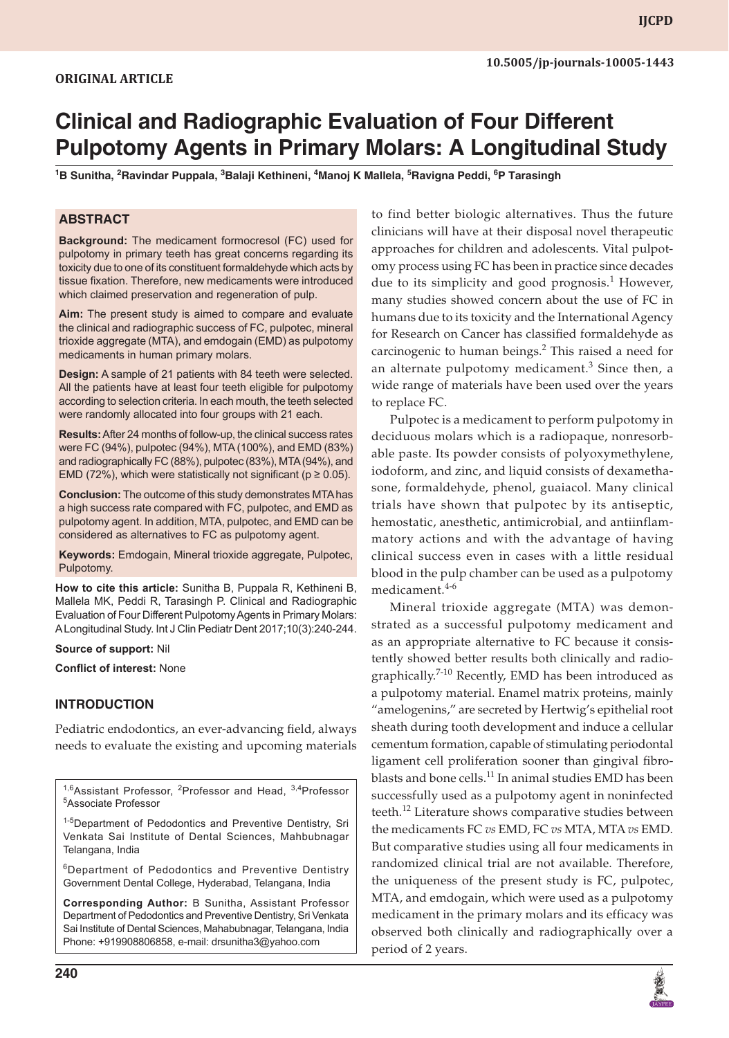**ORIGINAL ARTICLE**

10.5005/jp-journals-10005-1443

# Clinical and Radiographic Evaluation of Four Different Pulpotomy Agents in Primary Molars: A Longitudinal Study

[1]B Sunitha, [2]Ravindar Puppala, [3]Balaji Kethineni, [4]Manoj K Mallela, [5]Ravigna Peddi, [6]P Tarasingh

## ABSTRACT

**Background:** The medicament formocresol (FC) used for pulpotomy in primary teeth has great concerns regarding its toxicity due to one of its constituent formaldehyde which acts by tissue fixation. Therefore, new medicaments were introduced which claimed preservation and regeneration of pulp.

**Aim:** The present study is aimed to compare and evaluate the clinical and radiographic success of FC, pulpotec, mineral trioxide aggregate (MTA), and emdogain (EMD) as pulpotomy medicaments in human primary molars.

**Design:** A sample of 21 patients with 84 teeth were selected. All the patients have at least four teeth eligible for pulpotomy according to selection criteria. In each mouth, the teeth selected were randomly allocated into four groups with 21 each.

**Results:** After 24 months of follow-up, the clinical success rates were FC (94%), pulpotec (94%), MTA (100%), and EMD (83%) and radiographically FC (88%), pulpotec (83%), MTA (94%), and EMD (72%), which were statistically not significant ($p \geq 0.05$).

**Conclusion:** The outcome of this study demonstrates MTA has a high success rate compared with FC, pulpotec, and EMD as pulpotomy agent. In addition, MTA, pulpotec, and EMD can be considered as alternatives to FC as pulpotomy agent.

**Keywords:** Emdogain, Mineral trioxide aggregate, Pulpotec, Pulpotomy.

**How to cite this article:** Sunitha B, Puppala R, Kethineni B, Mallela MK, Peddi R, Tarasingh P. Clinical and Radiographic Evaluation of Four Different Pulpotomy Agents in Primary Molars: A Longitudinal Study. Int J Clin Pediatr Dent 2017;10(3):240-244.

**Source of support:** Nil

**Conflict of interest:** None

## INTRODUCTION

Pediatric endodontics, an ever-advancing field, always needs to evaluate the existing and upcoming materials to find better biologic alternatives. Thus the future clinicians will have at their disposal novel therapeutic approaches for children and adolescents. Vital pulpotomy process using FC has been in practice since decades due to its simplicity and good prognosis.[1] However, many studies showed concern about the use of FC in humans due to its toxicity and the International Agency for Research on Cancer has classified formaldehyde as carcinogenic to human beings.[2] This raised a need for an alternate pulpotomy medicament.[3] Since then, a wide range of materials have been used over the years to replace FC.

Pulpotec is a medicament to perform pulpotomy in deciduous molars which is a radiopaque, nonresorbable paste. Its powder consists of polyoxymethylene, iodoform, and zinc, and liquid consists of dexamethasone, formaldehyde, phenol, guaiacol. Many clinical trials have shown that pulpotec by its antiseptic, hemostatic, anesthetic, antimicrobial, and antiinflammatory actions and with the advantage of having clinical success even in cases with a little residual blood in the pulp chamber can be used as a pulpotomy medicament.[4-6]

Mineral trioxide aggregate (MTA) was demonstrated as a successful pulpotomy medicament and as an appropriate alternative to FC because it consistently showed better results both clinically and radiographically.[7-10] Recently, EMD has been introduced as a pulpotomy material. Enamel matrix proteins, mainly "amelogenins," are secreted by Hertwig's epithelial root sheath during tooth development and induce a cellular cementum formation, capable of stimulating periodontal ligament cell proliferation sooner than gingival fibroblasts and bone cells.[11] In animal studies EMD has been successfully used as a pulpotomy agent in noninfected teeth.[12] Literature shows comparative studies between the medicaments FC *vs* EMD, FC *vs* MTA, MTA *vs* EMD. But comparative studies using all four medicaments in randomized clinical trial are not available. Therefore, the uniqueness of the present study is FC, pulpotec, MTA, and emdogain, which were used as a pulpotomy medicament in the primary molars and its efficacy was observed both clinically and radiographically over a period of 2 years.

[1,6]Assistant Professor, [2]Professor and Head, [3,4]Professor [5]Associate Professor

[1-5]Department of Pedodontics and Preventive Dentistry, Sri Venkata Sai Institute of Dental Sciences, Mahbubnagar Telangana, India

[6]Department of Pedodontics and Preventive Dentistry Government Dental College, Hyderabad, Telangana, India

**Corresponding Author:** B Sunitha, Assistant Professor Department of Pedodontics and Preventive Dentistry, Sri Venkata Sai Institute of Dental Sciences, Mahabubnagar, Telangana, India Phone: +919908806858, e-mail: drsunitha3@yahoo.com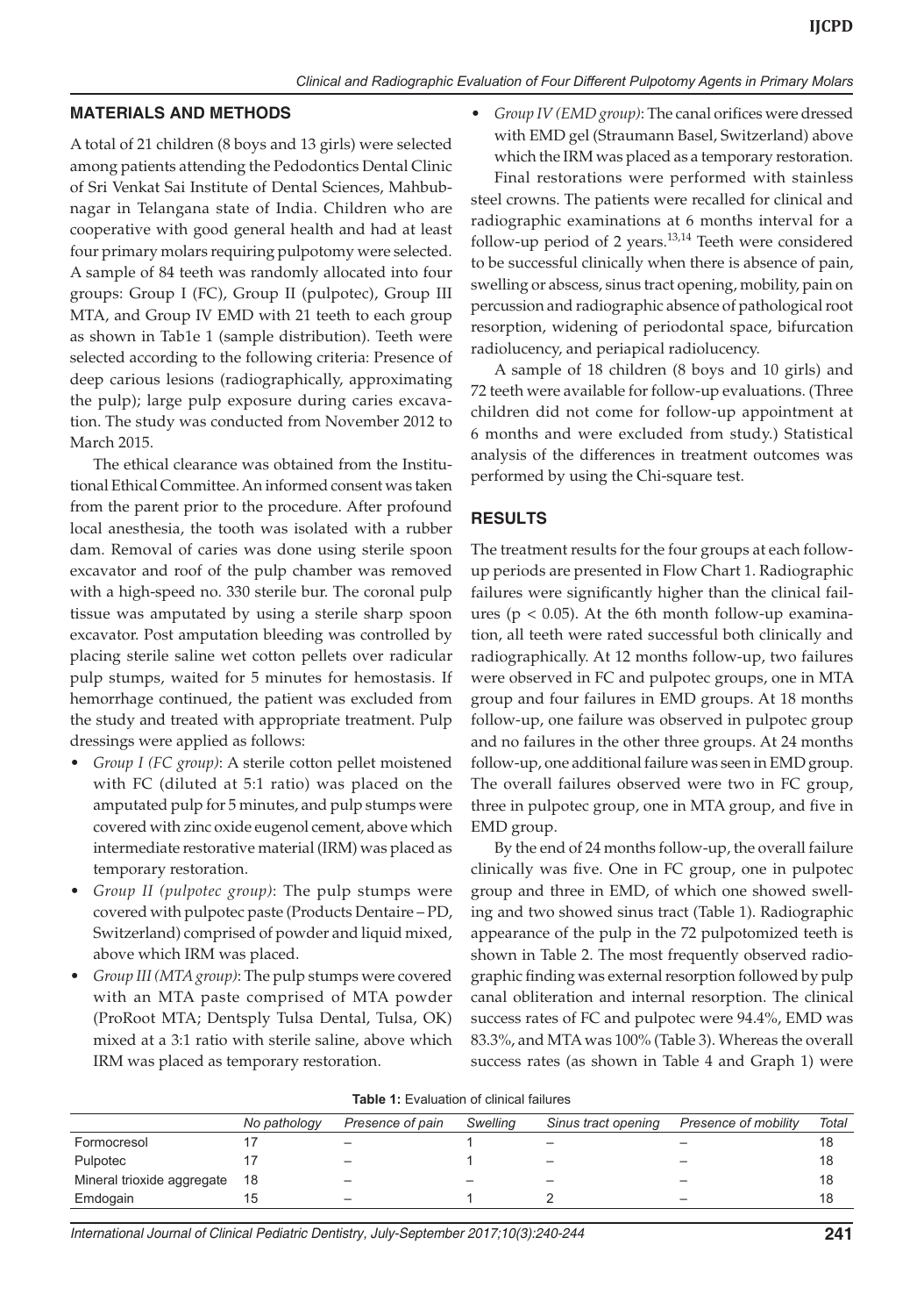## MATERIALS AND METHODS

A total of 21 children (8 boys and 13 girls) were selected among patients attending the Pedodontics Dental Clinic of Sri Venkat Sai Institute of Dental Sciences, Mahbubnagar in Telangana state of India. Children who are cooperative with good general health and had at least four primary molars requiring pulpotomy were selected. A sample of 84 teeth was randomly allocated into four groups: Group I (FC), Group II (pulpotec), Group III MTA, and Group IV EMD with 21 teeth to each group as shown in Tab1e 1 (sample distribution). Teeth were selected according to the following criteria: Presence of deep carious lesions (radiographically, approximating the pulp); large pulp exposure during caries excavation. The study was conducted from November 2012 to March 2015.

The ethical clearance was obtained from the Institutional Ethical Committee. An informed consent was taken from the parent prior to the procedure. After profound local anesthesia, the tooth was isolated with a rubber dam. Removal of caries was done using sterile spoon excavator and roof of the pulp chamber was removed with a high-speed no. 330 sterile bur. The coronal pulp tissue was amputated by using a sterile sharp spoon excavator. Post amputation bleeding was controlled by placing sterile saline wet cotton pellets over radicular pulp stumps, waited for 5 minutes for hemostasis. If hemorrhage continued, the patient was excluded from the study and treated with appropriate treatment. Pulp dressings were applied as follows:

- *Group I (FC group)*: A sterile cotton pellet moistened with FC (diluted at 5:1 ratio) was placed on the amputated pulp for 5 minutes, and pulp stumps were covered with zinc oxide eugenol cement, above which intermediate restorative material (IRM) was placed as temporary restoration.
- *Group II (pulpotec group)*: The pulp stumps were covered with pulpotec paste (Products Dentaire – PD, Switzerland) comprised of powder and liquid mixed, above which IRM was placed.
- *Group III (MTA group)*: The pulp stumps were covered with an MTA paste comprised of MTA powder (ProRoot MTA; Dentsply Tulsa Dental, Tulsa, OK) mixed at a 3:1 ratio with sterile saline, above which IRM was placed as temporary restoration.
- *Group IV (EMD group)*: The canal orifices were dressed with EMD gel (Straumann Basel, Switzerland) above which the IRM was placed as a temporary restoration.

Final restorations were performed with stainless steel crowns. The patients were recalled for clinical and radiographic examinations at 6 months interval for a follow-up period of 2 years.[13,14] Teeth were considered to be successful clinically when there is absence of pain, swelling or abscess, sinus tract opening, mobility, pain on percussion and radiographic absence of pathological root resorption, widening of periodontal space, bifurcation radiolucency, and periapical radiolucency.

A sample of 18 children (8 boys and 10 girls) and 72 teeth were available for follow-up evaluations. (Three children did not come for follow-up appointment at 6 months and were excluded from study.) Statistical analysis of the differences in treatment outcomes was performed by using the Chi-square test.

## RESULTS

The treatment results for the four groups at each follow-up periods are presented in Flow Chart 1. Radiographic failures were significantly higher than the clinical failures ($p < 0.05$). At the 6th month follow-up examination, all teeth were rated successful both clinically and radiographically. At 12 months follow-up, two failures were observed in FC and pulpotec groups, one in MTA group and four failures in EMD groups. At 18 months follow-up, one failure was observed in pulpotec group and no failures in the other three groups. At 24 months follow-up, one additional failure was seen in EMD group. The overall failures observed were two in FC group, three in pulpotec group, one in MTA group, and five in EMD group.

By the end of 24 months follow-up, the overall failure clinically was five. One in FC group, one in pulpotec group and three in EMD, of which one showed swelling and two showed sinus tract (Table 1). Radiographic appearance of the pulp in the 72 pulpotomized teeth is shown in Table 2. The most frequently observed radiographic finding was external resorption followed by pulp canal obliteration and internal resorption. The clinical success rates of FC and pulpotec were 94.4%, EMD was 83.3%, and MTA was 100% (Table 3). Whereas the overall success rates (as shown in Table 4 and Graph 1) were

**Table 1:** Evaluation of clinical failures

| | *No pathology* | *Presence of pain* | *Swelling* | *Sinus tract opening* | *Presence of mobility* | *Total* |
|---|---|---|---|---|---|---|
| Formocresol | 17 | – | 1 | – | – | 18 |
| Pulpotec | 17 | – | 1 | – | – | 18 |
| Mineral trioxide aggregate | 18 | – | – | – | – | 18 |
| Emdogain | 15 | – | 1 | 2 | – | 18 |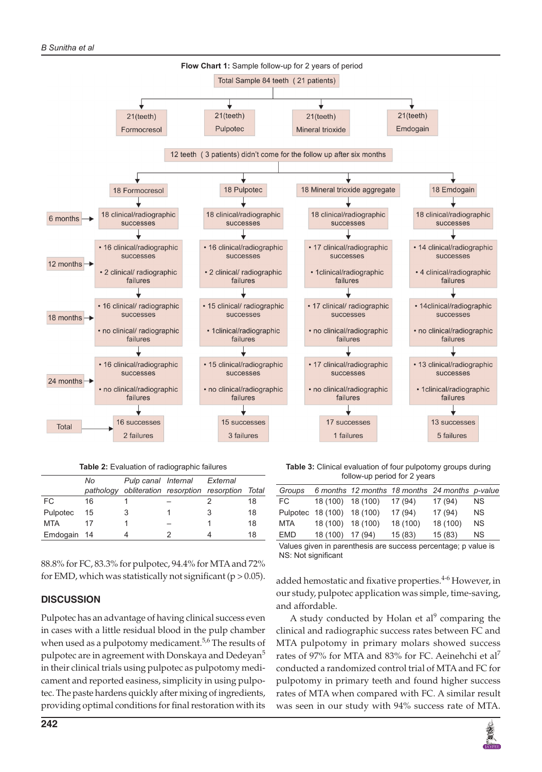**Flow Chart 1:** Sample follow-up for 2 years of period

Total Sample 84 teeth (21 patients)

- 21(teeth) Formocresol
- 21(teeth) Pulpotec
- 21(teeth) Mineral trioxide
- 21(teeth) Emdogain

12 teeth (3 patients) didn't come for the follow up after six months

| | 18 Formocresol | 18 Pulpotec | 18 Mineral trioxide aggregate | 18 Emdogain |
|---|---|---|---|---|
| 6 months | 18 clinical/radiographic successes | 18 clinical/radiographic successes | 18 clinical/radiographic successes | 18 clinical/radiographic successes |
| 12 months | • 16 clinical/radiographic successes • 2 clinical/ radiographic failures | • 16 clinical/radiographic successes • 2 clinical/ radiographic failures | • 17 clinical/radiographic successes • 1clinical/radiographic failures | • 14 clinical/radiographic successes • 4 clinical/radiographic failures |
| 18 months | • 16 clinical/ radiographic successes • no clinical/ radiographic failures | • 15 clinical/ radiographic successes • 1clinical/radiographic failures | • 17 clinical/ radiographic successes • no clinical/radiographic failures | • 14clinical/radiographic successes • no clinical/radiographic failures |
| 24 months | • 16 clinical/radiographic successes • no clinical/radiographic failures | • 15 clinical/radiographic successes • no clinical/radiographic failures | • 17 clinical/radiographic successes • no clinical/radiographic failures | • 13 clinical/radiographic successes • 1clinical/radiographic failures |
| Total | 16 successes 2 failures | 15 successes 3 failures | 17 successes 1 failures | 13 successes 5 failures |

**Table 2:** Evaluation of radiographic failures

| | *No pathology* | *Pulp canal obliteration* | *Internal resorption* | *External resorption* | *Total* |
|---|---|---|---|---|---|
| FC | 16 | 1 | – | 2 | 18 |
| Pulpotec | 15 | 3 | 1 | 3 | 18 |
| MTA | 17 | 1 | – | 1 | 18 |
| Emdogain | 14 | 4 | 2 | 4 | 18 |

**Table 3:** Clinical evaluation of four pulpotomy groups during follow-up period for 2 years

| *Groups* | *6 months* | *12 months* | *18 months* | *24 months* | *p-value* |
|---|---|---|---|---|---|
| FC | 18 (100) | 18 (100) | 17 (94) | 17 (94) | NS |
| Pulpotec | 18 (100) | 18 (100) | 17 (94) | 17 (94) | NS |
| MTA | 18 (100) | 18 (100) | 18 (100) | 18 (100) | NS |
| EMD | 18 (100) | 17 (94) | 15 (83) | 15 (83) | NS |

Values given in parenthesis are success percentage; p value is NS: Not significant

88.8% for FC, 83.3% for pulpotec, 94.4% for MTA and 72% for EMD, which was statistically not significant ($p > 0.05$).

## DISCUSSION

Pulpotec has an advantage of having clinical success even in cases with a little residual blood in the pulp chamber when used as a pulpotomy medicament.[5,6] The results of pulpotec are in agreement with Donskaya and Dedeyan[5] in their clinical trials using pulpotec as pulpotomy medicament and reported easiness, simplicity in using pulpotec. The paste hardens quickly after mixing of ingredients, providing optimal conditions for final restoration with its added hemostatic and fixative properties.[4-6] However, in our study, pulpotec application was simple, time-saving, and affordable.

A study conducted by Holan et al[9] comparing the clinical and radiographic success rates between FC and MTA pulpotomy in primary molars showed success rates of 97% for MTA and 83% for FC. Aeinehchi et al[7] conducted a randomized control trial of MTA and FC for pulpotomy in primary teeth and found higher success rates of MTA when compared with FC. A similar result was seen in our study with 94% success rate of MTA.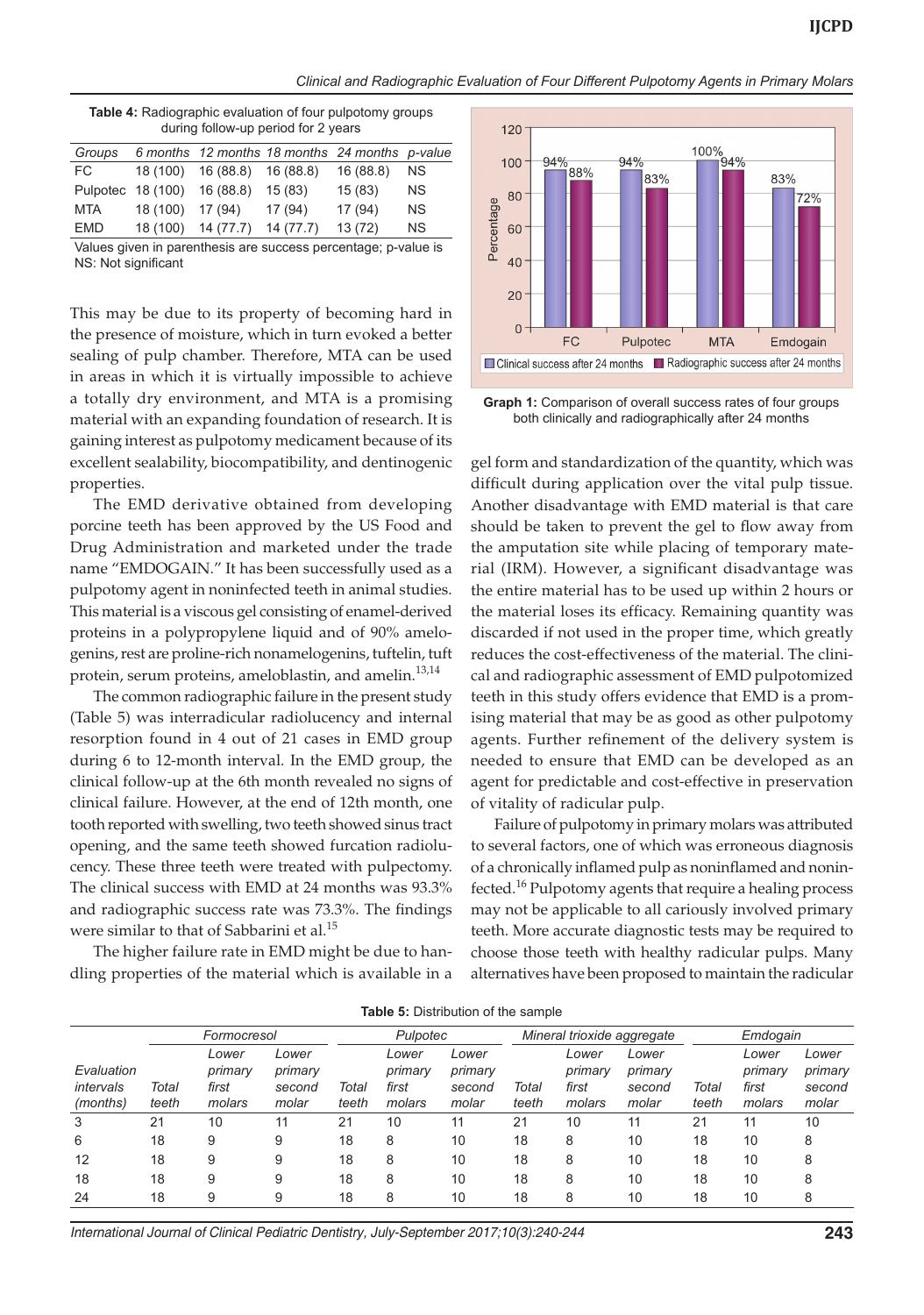**Table 4:** Radiographic evaluation of four pulpotomy groups during follow-up period for 2 years

| Groups | 6 months | 12 months | 18 months | 24 months | p-value |
|---|---|---|---|---|---|
| FC | 18 (100) | 16 (88.8) | 16 (88.8) | 16 (88.8) | NS |
| Pulpotec | 18 (100) | 16 (88.8) | 15 (83) | 15 (83) | NS |
| MTA | 18 (100) | 17 (94) | 17 (94) | 17 (94) | NS |
| EMD | 18 (100) | 14 (77.7) | 14 (77.7) | 13 (72) | NS |

Values given in parenthesis are success percentage; p-value is NS: Not significant

This may be due to its property of becoming hard in the presence of moisture, which in turn evoked a better sealing of pulp chamber. Therefore, MTA can be used in areas in which it is virtually impossible to achieve a totally dry environment, and MTA is a promising material with an expanding foundation of research. It is gaining interest as pulpotomy medicament because of its excellent sealability, biocompatibility, and dentinogenic properties.

The EMD derivative obtained from developing porcine teeth has been approved by the US Food and Drug Administration and marketed under the trade name "EMDOGAIN." It has been successfully used as a pulpotomy agent in noninfected teeth in animal studies. This material is a viscous gel consisting of enamel-derived proteins in a polypropylene liquid and of 90% amelogenins, rest are proline-rich nonamelogenins, tuftelin, tuft protein, serum proteins, ameloblastin, and amelin.[13,14]

The common radiographic failure in the present study (Table 5) was interradicular radiolucency and internal resorption found in 4 out of 21 cases in EMD group during 6 to 12-month interval. In the EMD group, the clinical follow-up at the 6th month revealed no signs of clinical failure. However, at the end of 12th month, one tooth reported with swelling, two teeth showed sinus tract opening, and the same teeth showed furcation radiolucency. These three teeth were treated with pulpectomy. The clinical success with EMD at 24 months was 93.3% and radiographic success rate was 73.3%. The findings were similar to that of Sabbarini et al.[15]

The higher failure rate in EMD might be due to handling properties of the material which is available in a

| | FC | Pulpotec | MTA | Emdogain |
|---|---|---|---|---|
| Clinical success after 24 months | 94% | 94% | 100% | 83% |
| Radiographic success after 24 months | 88% | 83% | 94% | 72% |

**Graph 1:** Comparison of overall success rates of four groups both clinically and radiographically after 24 months

gel form and standardization of the quantity, which was difficult during application over the vital pulp tissue. Another disadvantage with EMD material is that care should be taken to prevent the gel to flow away from the amputation site while placing of temporary material (IRM). However, a significant disadvantage was the entire material has to be used up within 2 hours or the material loses its efficacy. Remaining quantity was discarded if not used in the proper time, which greatly reduces the cost-effectiveness of the material. The clinical and radiographic assessment of EMD pulpotomized teeth in this study offers evidence that EMD is a promising material that may be as good as other pulpotomy agents. Further refinement of the delivery system is needed to ensure that EMD can be developed as an agent for predictable and cost-effective in preservation of vitality of radicular pulp.

Failure of pulpotomy in primary molars was attributed to several factors, one of which was erroneous diagnosis of a chronically inflamed pulp as noninflamed and noninfected.[16] Pulpotomy agents that require a healing process may not be applicable to all cariously involved primary teeth. More accurate diagnostic tests may be required to choose those teeth with healthy radicular pulps. Many alternatives have been proposed to maintain the radicular

**Table 5:** Distribution of the sample

| | Formocresol | | | Pulpotec | | | Mineral trioxide aggregate | | | Emdogain | | |
|---|---|---|---|---|---|---|---|---|---|---|---|---|
| Evaluation intervals (months) | Total teeth | Lower primary first molars | Lower primary second molar | Total teeth | Lower primary first molars | Lower primary second molar | Total teeth | Lower primary first molars | Lower primary second molar | Total teeth | Lower primary first molars | Lower primary second molar |
| 3 | 21 | 10 | 11 | 21 | 10 | 11 | 21 | 10 | 11 | 21 | 11 | 10 |
| 6 | 18 | 9 | 9 | 18 | 8 | 10 | 18 | 8 | 10 | 18 | 10 | 8 |
| 12 | 18 | 9 | 9 | 18 | 8 | 10 | 18 | 8 | 10 | 18 | 10 | 8 |
| 18 | 18 | 9 | 9 | 18 | 8 | 10 | 18 | 8 | 10 | 18 | 10 | 8 |
| 24 | 18 | 9 | 9 | 18 | 8 | 10 | 18 | 8 | 10 | 18 | 10 | 8 |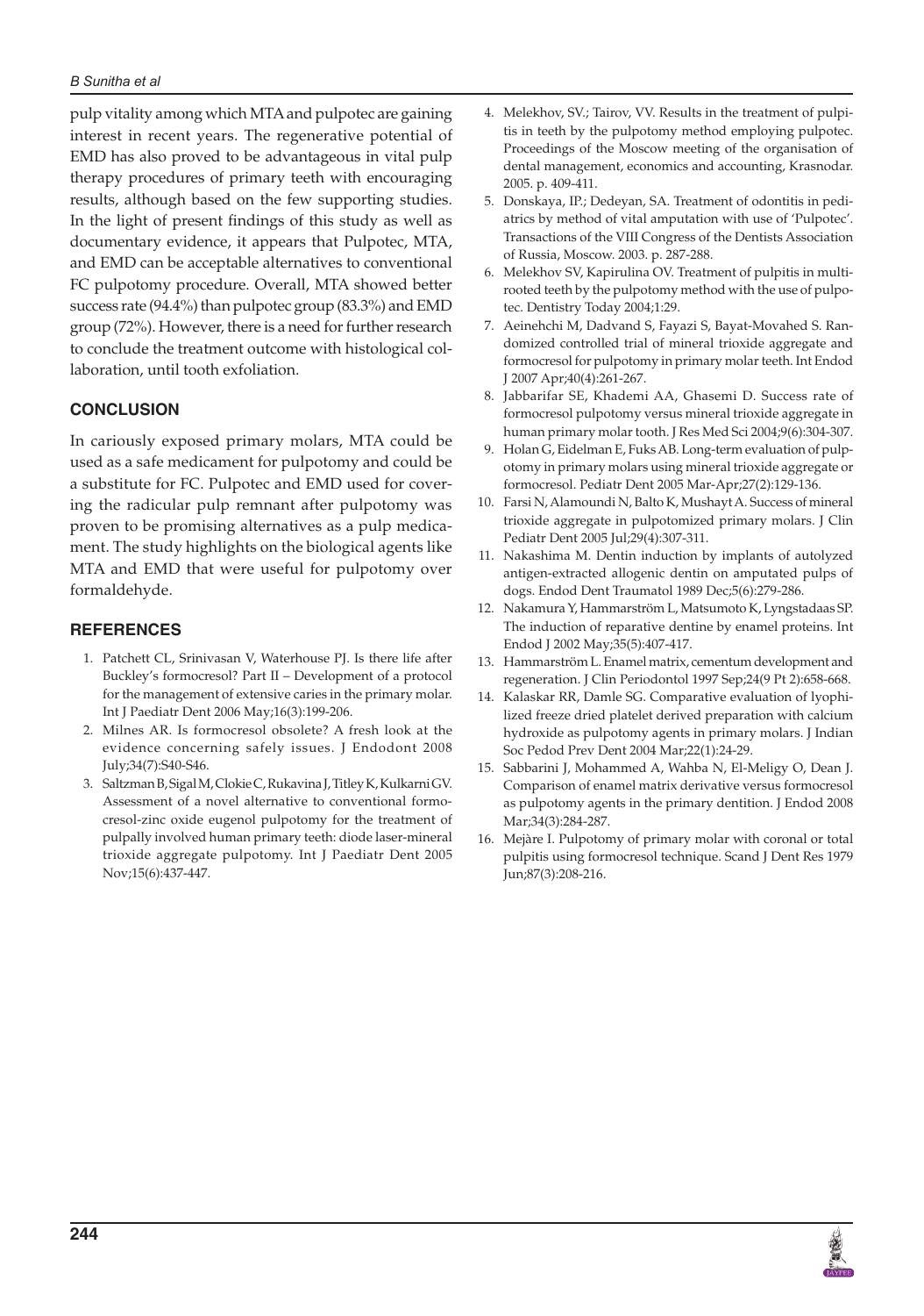pulp vitality among which MTA and pulpotec are gaining interest in recent years. The regenerative potential of EMD has also proved to be advantageous in vital pulp therapy procedures of primary teeth with encouraging results, although based on the few supporting studies. In the light of present findings of this study as well as documentary evidence, it appears that Pulpotec, MTA, and EMD can be acceptable alternatives to conventional FC pulpotomy procedure. Overall, MTA showed better success rate (94.4%) than pulpotec group (83.3%) and EMD group (72%). However, there is a need for further research to conclude the treatment outcome with histological collaboration, until tooth exfoliation.

## CONCLUSION

In cariously exposed primary molars, MTA could be used as a safe medicament for pulpotomy and could be a substitute for FC. Pulpotec and EMD used for covering the radicular pulp remnant after pulpotomy was proven to be promising alternatives as a pulp medicament. The study highlights on the biological agents like MTA and EMD that were useful for pulpotomy over formaldehyde.

## REFERENCES

1. Patchett CL, Srinivasan V, Waterhouse PJ. Is there life after Buckley's formocresol? Part II – Development of a protocol for the management of extensive caries in the primary molar. Int J Paediatr Dent 2006 May;16(3):199-206.
2. Milnes AR. Is formocresol obsolete? A fresh look at the evidence concerning safely issues. J Endodont 2008 July;34(7):S40-S46.
3. Saltzman B, Sigal M, Clokie C, Rukavina J, Titley K, Kulkarni GV. Assessment of a novel alternative to conventional formocresol-zinc oxide eugenol pulpotomy for the treatment of pulpally involved human primary teeth: diode laser-mineral trioxide aggregate pulpotomy. Int J Paediatr Dent 2005 Nov;15(6):437-447.
4. Melekhov, SV.; Tairov, VV. Results in the treatment of pulpitis in teeth by the pulpotomy method employing pulpotec. Proceedings of the Moscow meeting of the organisation of dental management, economics and accounting, Krasnodar. 2005. p. 409-411.
5. Donskaya, IP.; Dedeyan, SA. Treatment of odontitis in pediatrics by method of vital amputation with use of 'Pulpotec'. Transactions of the VIII Congress of the Dentists Association of Russia, Moscow. 2003. p. 287-288.
6. Melekhov SV, Kapirulina OV. Treatment of pulpitis in multirooted teeth by the pulpotomy method with the use of pulpotec. Dentistry Today 2004;1:29.
7. Aeinehchi M, Dadvand S, Fayazi S, Bayat-Movahed S. Randomized controlled trial of mineral trioxide aggregate and formocresol for pulpotomy in primary molar teeth. Int Endod J 2007 Apr;40(4):261-267.
8. Jabbarifar SE, Khademi AA, Ghasemi D. Success rate of formocresol pulpotomy versus mineral trioxide aggregate in human primary molar tooth. J Res Med Sci 2004;9(6):304-307.
9. Holan G, Eidelman E, Fuks AB. Long-term evaluation of pulpotomy in primary molars using mineral trioxide aggregate or formocresol. Pediatr Dent 2005 Mar-Apr;27(2):129-136.
10. Farsi N, Alamoundi N, Balto K, Mushayt A. Success of mineral trioxide aggregate in pulpotomized primary molars. J Clin Pediatr Dent 2005 Jul;29(4):307-311.
11. Nakashima M. Dentin induction by implants of autolyzed antigen-extracted allogenic dentin on amputated pulps of dogs. Endod Dent Traumatol 1989 Dec;5(6):279-286.
12. Nakamura Y, Hammarström L, Matsumoto K, Lyngstadaas SP. The induction of reparative dentine by enamel proteins. Int Endod J 2002 May;35(5):407-417.
13. Hammarström L. Enamel matrix, cementum development and regeneration. J Clin Periodontol 1997 Sep;24(9 Pt 2):658-668.
14. Kalaskar RR, Damle SG. Comparative evaluation of lyophilized freeze dried platelet derived preparation with calcium hydroxide as pulpotomy agents in primary molars. J Indian Soc Pedod Prev Dent 2004 Mar;22(1):24-29.
15. Sabbarini J, Mohammed A, Wahba N, El-Meligy O, Dean J. Comparison of enamel matrix derivative versus formocresol as pulpotomy agents in the primary dentition. J Endod 2008 Mar;34(3):284-287.
16. Mejàre I. Pulpotomy of primary molar with coronal or total pulpitis using formocresol technique. Scand J Dent Res 1979 Jun;87(3):208-216.